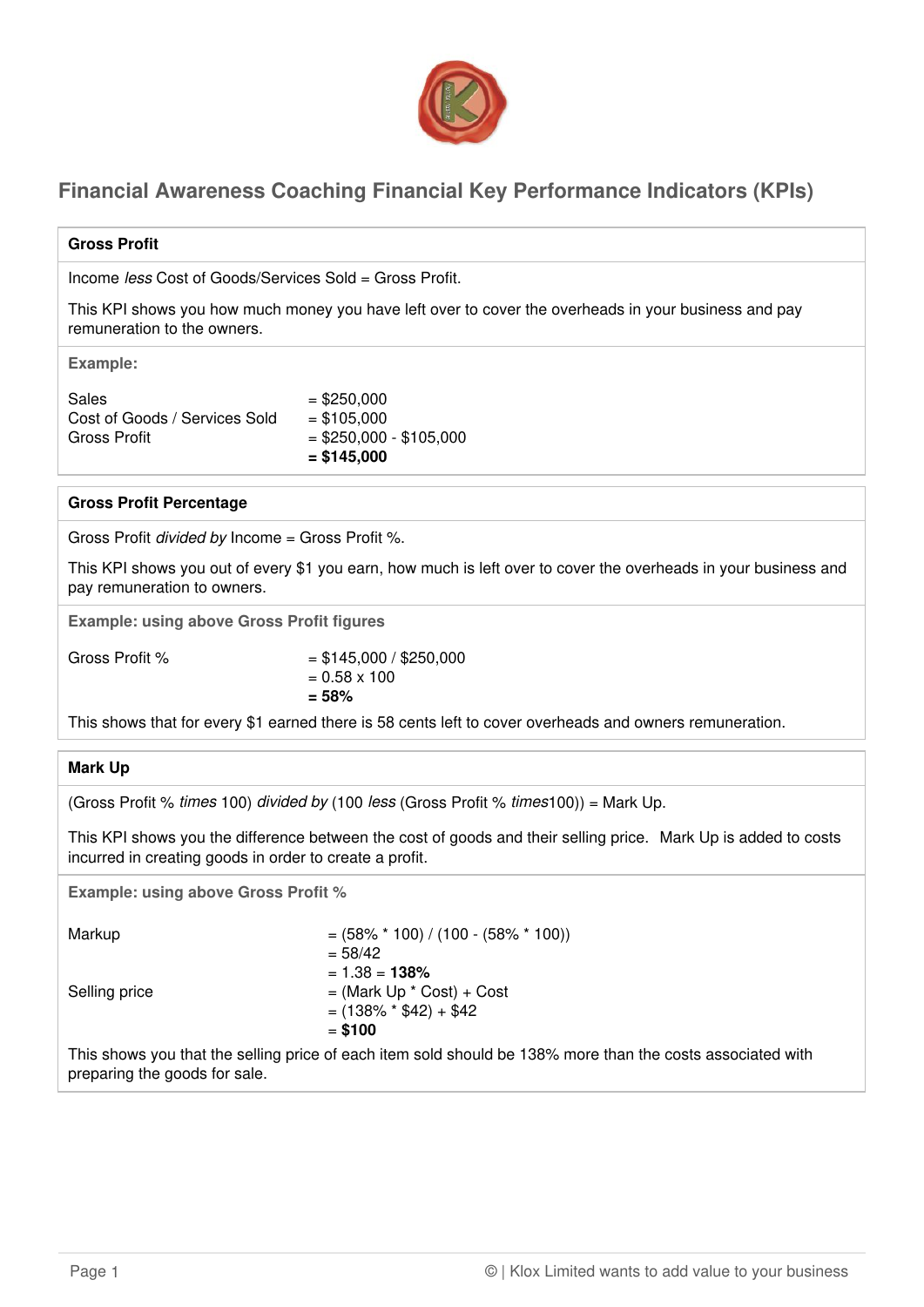# Financial Awareness Coaching Financial Key Performance Indicators (KPIs)

## Gross Profit

Income *less* Cost of Goods/Services Sold = Gross Profit.

This KPI shows you how much money you have left over to cover the overheads in your business and pay remuneration to the owners.

**Example:**

| | |
|---|---|
| Sales | = $250,000 |
| Cost of Goods / Services Sold | = $105,000 |
| Gross Profit | = $250,000 - $105,000 |
| | **= $145,000** |

## Gross Profit Percentage

Gross Profit *divided by* Income = Gross Profit %.

This KPI shows you out of every $1 you earn, how much is left over to cover the overheads in your business and pay remuneration to owners.

**Example: using above Gross Profit figures**

| | |
|---|---|
| Gross Profit % | = $145,000 / $250,000 |
| | = 0.58 x 100 |
| | **= 58%** |

This shows that for every $1 earned there is 58 cents left to cover overheads and owners remuneration.

## Mark Up

(Gross Profit % *times* 100) *divided by* (100 *less* (Gross Profit % *times*100)) = Mark Up.

This KPI shows you the difference between the cost of goods and their selling price. Mark Up is added to costs incurred in creating goods in order to create a profit.

**Example: using above Gross Profit %**

| | |
|---|---|
| Markup | = (58% * 100) / (100 - (58% * 100)) |
| | = 58/42 |
| | = 1.38 = **138%** |
| Selling price | = (Mark Up * Cost) + Cost |
| | = (138% * $42) + $42 |
| | = **$100** |

This shows you that the selling price of each item sold should be 138% more than the costs associated with preparing the goods for sale.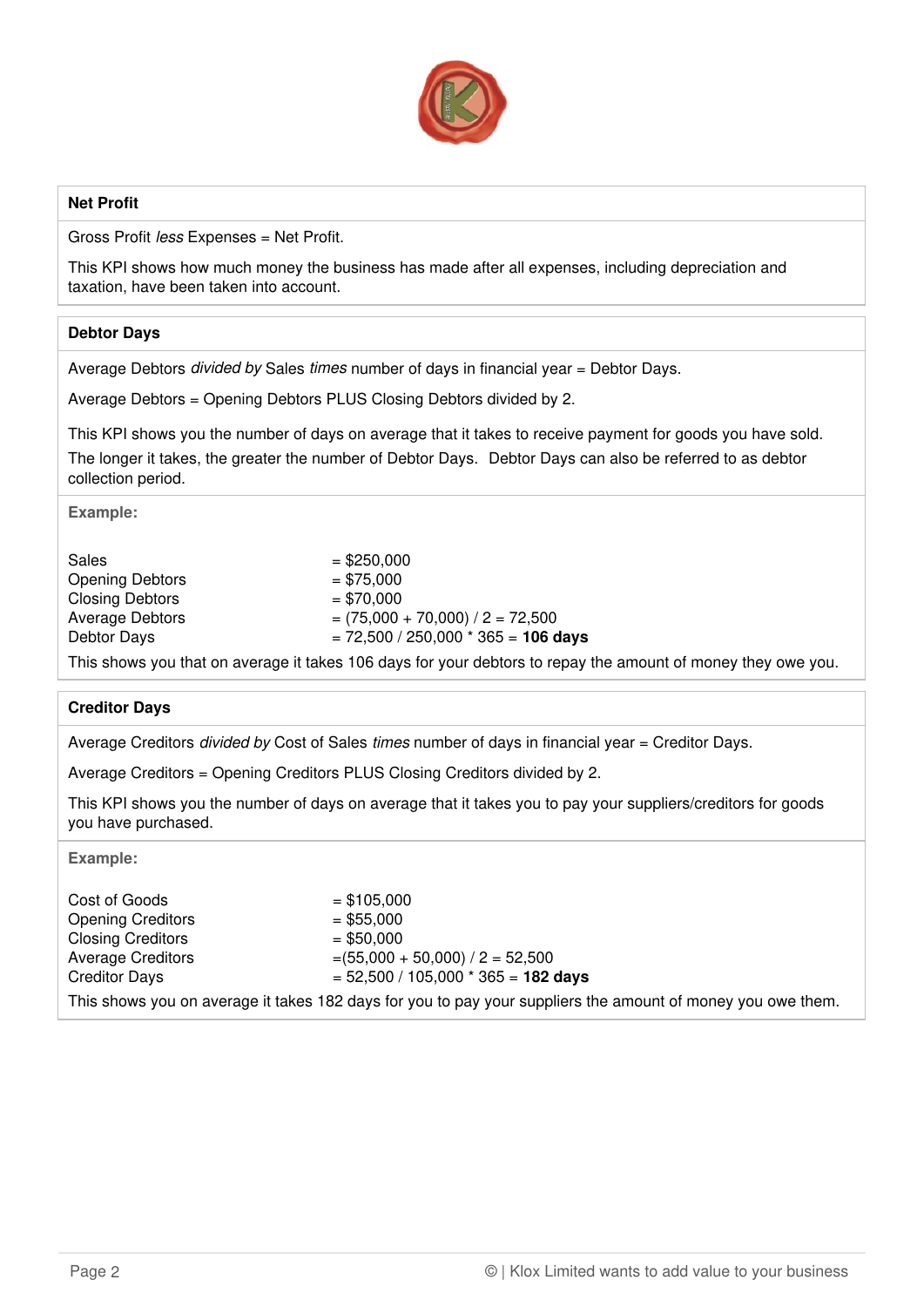## Net Profit

Gross Profit *less* Expenses = Net Profit.

This KPI shows how much money the business has made after all expenses, including depreciation and taxation, have been taken into account.

## Debtor Days

Average Debtors *divided by* Sales *times* number of days in financial year = Debtor Days.

Average Debtors = Opening Debtors PLUS Closing Debtors divided by 2.

This KPI shows you the number of days on average that it takes to receive payment for goods you have sold.

The longer it takes, the greater the number of Debtor Days. Debtor Days can also be referred to as debtor collection period.

**Example:**

| | |
|---|---|
| Sales | = $250,000 |
| Opening Debtors | = $75,000 |
| Closing Debtors | = $70,000 |
| Average Debtors | = (75,000 + 70,000) / 2 = 72,500 |
| Debtor Days | = 72,500 / 250,000 * 365 = **106 days** |

This shows you that on average it takes 106 days for your debtors to repay the amount of money they owe you.

## Creditor Days

Average Creditors *divided by* Cost of Sales *times* number of days in financial year = Creditor Days.

Average Creditors = Opening Creditors PLUS Closing Creditors divided by 2.

This KPI shows you the number of days on average that it takes you to pay your suppliers/creditors for goods you have purchased.

**Example:**

| | |
|---|---|
| Cost of Goods | = $105,000 |
| Opening Creditors | = $55,000 |
| Closing Creditors | = $50,000 |
| Average Creditors | =(55,000 + 50,000) / 2 = 52,500 |
| Creditor Days | = 52,500 / 105,000 * 365 = **182 days** |

This shows you on average it takes 182 days for you to pay your suppliers the amount of money you owe them.